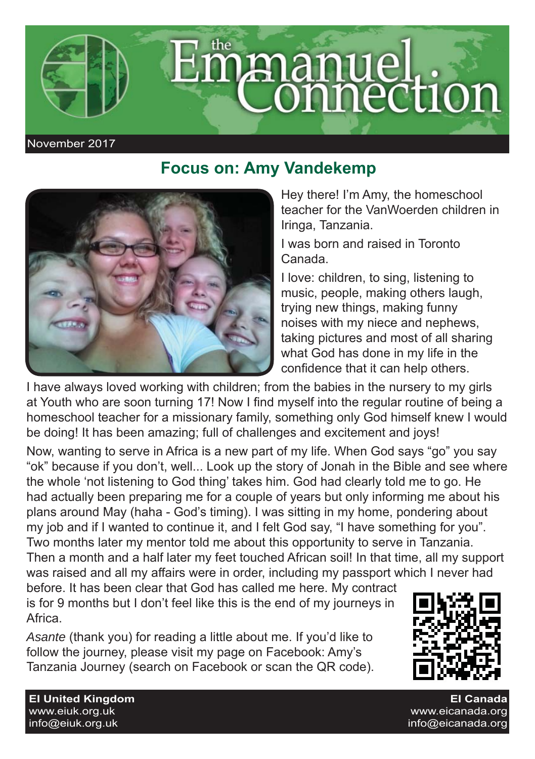# the Emmanuel Connection

November 2017

## Focus on: Amy Vandekemp

Hey there! I'm Amy, the homeschool teacher for the VanWoerden children in Iringa, Tanzania.

I was born and raised in Toronto Canada.

I love: children, to sing, listening to music, people, making others laugh, trying new things, making funny noises with my niece and nephews, taking pictures and most of all sharing what God has done in my life in the confidence that it can help others.

I have always loved working with children; from the babies in the nursery to my girls at Youth who are soon turning 17! Now I find myself into the regular routine of being a homeschool teacher for a missionary family, something only God himself knew I would be doing! It has been amazing; full of challenges and excitement and joys!

Now, wanting to serve in Africa is a new part of my life. When God says "go" you say "ok" because if you don't, well... Look up the story of Jonah in the Bible and see where the whole 'not listening to God thing' takes him. God had clearly told me to go. He had actually been preparing me for a couple of years but only informing me about his plans around May (haha - God's timing). I was sitting in my home, pondering about my job and if I wanted to continue it, and I felt God say, "I have something for you". Two months later my mentor told me about this opportunity to serve in Tanzania. Then a month and a half later my feet touched African soil! In that time, all my support was raised and all my affairs were in order, including my passport which I never had before. It has been clear that God has called me here. My contract is for 9 months but I don't feel like this is the end of my journeys in Africa.

*Asante* (thank you) for reading a little about me. If you'd like to follow the journey, please visit my page on Facebook: Amy's Tanzania Journey (search on Facebook or scan the QR code).

**EI United Kingdom**
www.eiuk.org.uk
info@eiuk.org.uk

**EI Canada**
www.eicanada.org
info@eicanada.org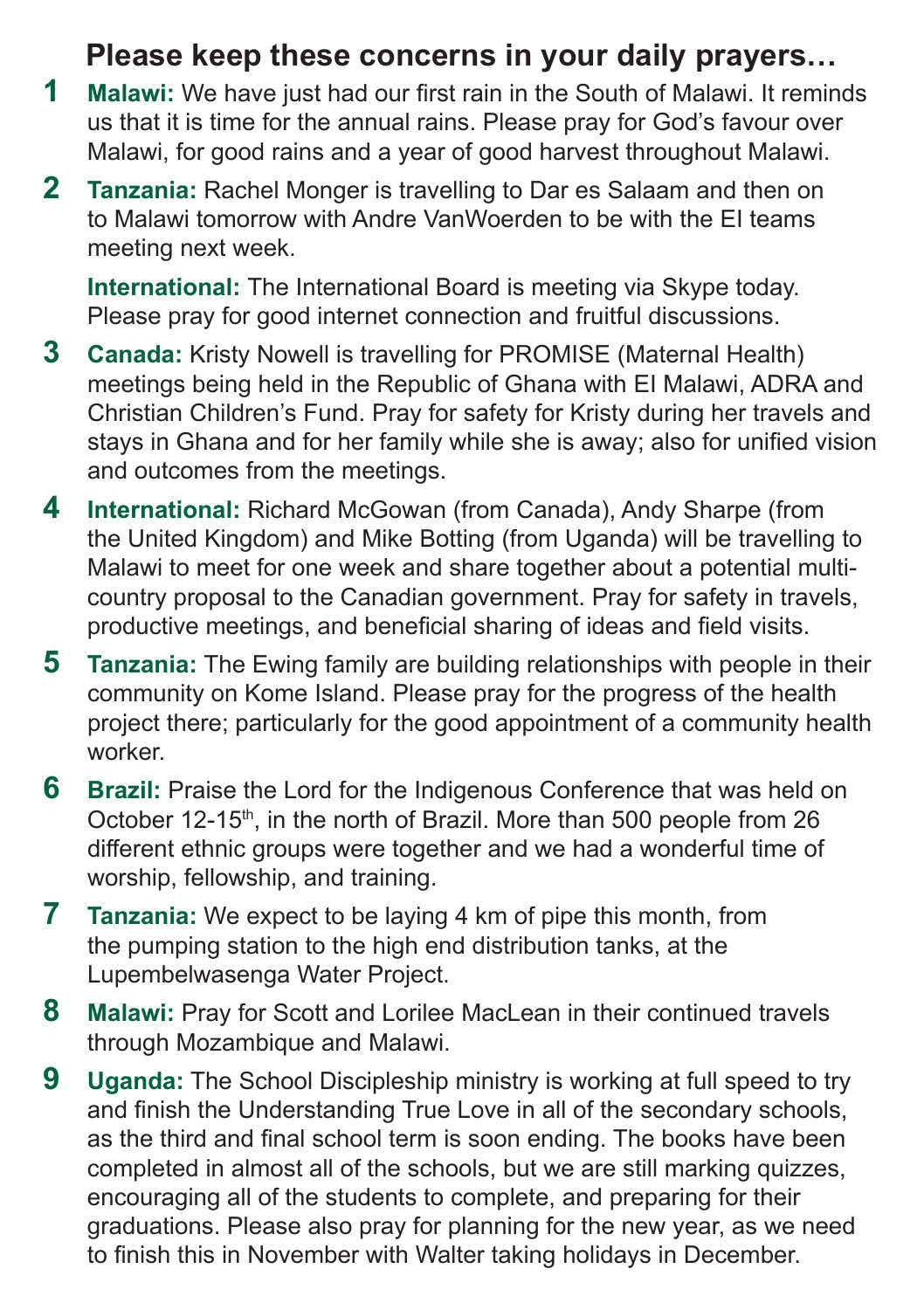## Please keep these concerns in your daily prayers…

**1** **Malawi:** We have just had our first rain in the South of Malawi. It reminds us that it is time for the annual rains. Please pray for God's favour over Malawi, for good rains and a year of good harvest throughout Malawi.

**2** **Tanzania:** Rachel Monger is travelling to Dar es Salaam and then on to Malawi tomorrow with Andre VanWoerden to be with the EI teams meeting next week.

**International:** The International Board is meeting via Skype today. Please pray for good internet connection and fruitful discussions.

**3** **Canada:** Kristy Nowell is travelling for PROMISE (Maternal Health) meetings being held in the Republic of Ghana with EI Malawi, ADRA and Christian Children's Fund. Pray for safety for Kristy during her travels and stays in Ghana and for her family while she is away; also for unified vision and outcomes from the meetings.

**4** **International:** Richard McGowan (from Canada), Andy Sharpe (from the United Kingdom) and Mike Botting (from Uganda) will be travelling to Malawi to meet for one week and share together about a potential multi-country proposal to the Canadian government. Pray for safety in travels, productive meetings, and beneficial sharing of ideas and field visits.

**5** **Tanzania:** The Ewing family are building relationships with people in their community on Kome Island. Please pray for the progress of the health project there; particularly for the good appointment of a community health worker.

**6** **Brazil:** Praise the Lord for the Indigenous Conference that was held on October 12-15th, in the north of Brazil. More than 500 people from 26 different ethnic groups were together and we had a wonderful time of worship, fellowship, and training.

**7** **Tanzania:** We expect to be laying 4 km of pipe this month, from the pumping station to the high end distribution tanks, at the Lupembelwasenga Water Project.

**8** **Malawi:** Pray for Scott and Lorilee MacLean in their continued travels through Mozambique and Malawi.

**9** **Uganda:** The School Discipleship ministry is working at full speed to try and finish the Understanding True Love in all of the secondary schools, as the third and final school term is soon ending. The books have been completed in almost all of the schools, but we are still marking quizzes, encouraging all of the students to complete, and preparing for their graduations. Please also pray for planning for the new year, as we need to finish this in November with Walter taking holidays in December.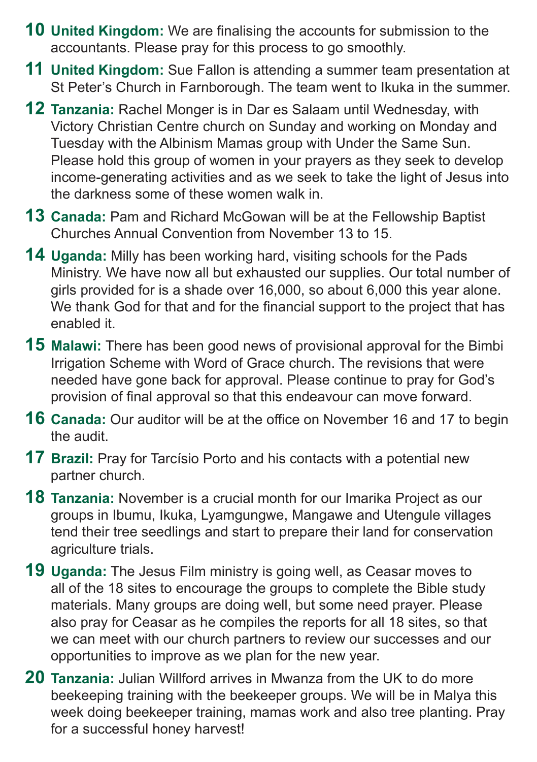**10** **United Kingdom:** We are finalising the accounts for submission to the accountants. Please pray for this process to go smoothly.

**11** **United Kingdom:** Sue Fallon is attending a summer team presentation at St Peter's Church in Farnborough. The team went to Ikuka in the summer.

**12** **Tanzania:** Rachel Monger is in Dar es Salaam until Wednesday, with Victory Christian Centre church on Sunday and working on Monday and Tuesday with the Albinism Mamas group with Under the Same Sun. Please hold this group of women in your prayers as they seek to develop income-generating activities and as we seek to take the light of Jesus into the darkness some of these women walk in.

**13** **Canada:** Pam and Richard McGowan will be at the Fellowship Baptist Churches Annual Convention from November 13 to 15.

**14** **Uganda:** Milly has been working hard, visiting schools for the Pads Ministry. We have now all but exhausted our supplies. Our total number of girls provided for is a shade over 16,000, so about 6,000 this year alone. We thank God for that and for the financial support to the project that has enabled it.

**15** **Malawi:** There has been good news of provisional approval for the Bimbi Irrigation Scheme with Word of Grace church. The revisions that were needed have gone back for approval. Please continue to pray for God's provision of final approval so that this endeavour can move forward.

**16** **Canada:** Our auditor will be at the office on November 16 and 17 to begin the audit.

**17** **Brazil:** Pray for Tarcísio Porto and his contacts with a potential new partner church.

**18** **Tanzania:** November is a crucial month for our Imarika Project as our groups in Ibumu, Ikuka, Lyamgungwe, Mangawe and Utengule villages tend their tree seedlings and start to prepare their land for conservation agriculture trials.

**19** **Uganda:** The Jesus Film ministry is going well, as Ceasar moves to all of the 18 sites to encourage the groups to complete the Bible study materials. Many groups are doing well, but some need prayer. Please also pray for Ceasar as he compiles the reports for all 18 sites, so that we can meet with our church partners to review our successes and our opportunities to improve as we plan for the new year.

**20** **Tanzania:** Julian Willford arrives in Mwanza from the UK to do more beekeeping training with the beekeeper groups. We will be in Malya this week doing beekeeper training, mamas work and also tree planting. Pray for a successful honey harvest!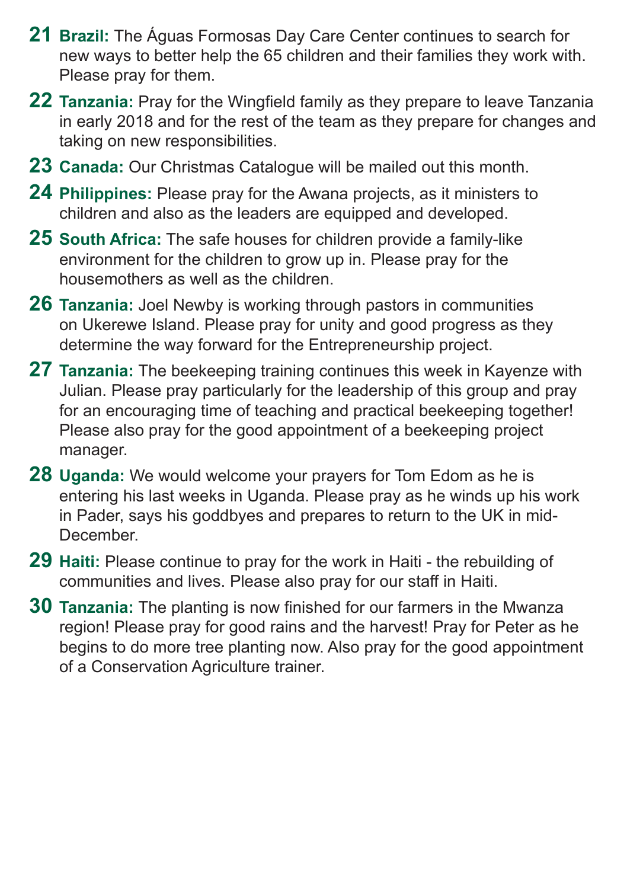**21 Brazil:** The Águas Formosas Day Care Center continues to search for new ways to better help the 65 children and their families they work with. Please pray for them.

**22 Tanzania:** Pray for the Wingfield family as they prepare to leave Tanzania in early 2018 and for the rest of the team as they prepare for changes and taking on new responsibilities.

**23 Canada:** Our Christmas Catalogue will be mailed out this month.

**24 Philippines:** Please pray for the Awana projects, as it ministers to children and also as the leaders are equipped and developed.

**25 South Africa:** The safe houses for children provide a family-like environment for the children to grow up in. Please pray for the housemothers as well as the children.

**26 Tanzania:** Joel Newby is working through pastors in communities on Ukerewe Island. Please pray for unity and good progress as they determine the way forward for the Entrepreneurship project.

**27 Tanzania:** The beekeeping training continues this week in Kayenze with Julian. Please pray particularly for the leadership of this group and pray for an encouraging time of teaching and practical beekeeping together! Please also pray for the good appointment of a beekeeping project manager.

**28 Uganda:** We would welcome your prayers for Tom Edom as he is entering his last weeks in Uganda. Please pray as he winds up his work in Pader, says his goddbyes and prepares to return to the UK in mid-December.

**29 Haiti:** Please continue to pray for the work in Haiti - the rebuilding of communities and lives. Please also pray for our staff in Haiti.

**30 Tanzania:** The planting is now finished for our farmers in the Mwanza region! Please pray for good rains and the harvest! Pray for Peter as he begins to do more tree planting now. Also pray for the good appointment of a Conservation Agriculture trainer.